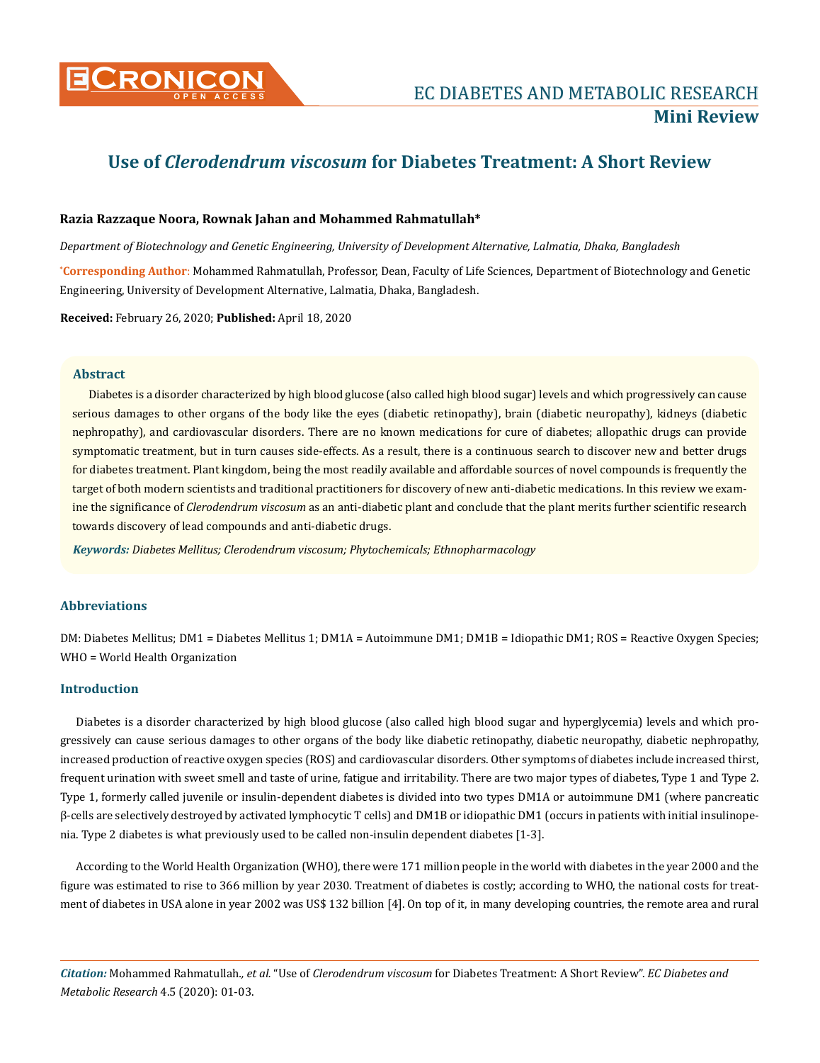# Use of *Clerodendrum viscosum* for Diabetes Treatment: A Short Review

**Razia Razzaque Noora, Rownak Jahan and Mohammed Rahmatullah***

*Department of Biotechnology and Genetic Engineering, University of Development Alternative, Lalmatia, Dhaka, Bangladesh*

***Corresponding Author:** Mohammed Rahmatullah, Professor, Dean, Faculty of Life Sciences, Department of Biotechnology and Genetic Engineering, University of Development Alternative, Lalmatia, Dhaka, Bangladesh.

**Received:** February 26, 2020; **Published:** April 18, 2020

## Abstract

Diabetes is a disorder characterized by high blood glucose (also called high blood sugar) levels and which progressively can cause serious damages to other organs of the body like the eyes (diabetic retinopathy), brain (diabetic neuropathy), kidneys (diabetic nephropathy), and cardiovascular disorders. There are no known medications for cure of diabetes; allopathic drugs can provide symptomatic treatment, but in turn causes side-effects. As a result, there is a continuous search to discover new and better drugs for diabetes treatment. Plant kingdom, being the most readily available and affordable sources of novel compounds is frequently the target of both modern scientists and traditional practitioners for discovery of new anti-diabetic medications. In this review we examine the significance of *Clerodendrum viscosum* as an anti-diabetic plant and conclude that the plant merits further scientific research towards discovery of lead compounds and anti-diabetic drugs.

***Keywords:** Diabetes Mellitus; Clerodendrum viscosum; Phytochemicals; Ethnopharmacology*

## Abbreviations

DM: Diabetes Mellitus; DM1 = Diabetes Mellitus 1; DM1A = Autoimmune DM1; DM1B = Idiopathic DM1; ROS = Reactive Oxygen Species; WHO = World Health Organization

## Introduction

Diabetes is a disorder characterized by high blood glucose (also called high blood sugar and hyperglycemia) levels and which progressively can cause serious damages to other organs of the body like diabetic retinopathy, diabetic neuropathy, diabetic nephropathy, increased production of reactive oxygen species (ROS) and cardiovascular disorders. Other symptoms of diabetes include increased thirst, frequent urination with sweet smell and taste of urine, fatigue and irritability. There are two major types of diabetes, Type 1 and Type 2. Type 1, formerly called juvenile or insulin-dependent diabetes is divided into two types DM1A or autoimmune DM1 (where pancreatic β-cells are selectively destroyed by activated lymphocytic T cells) and DM1B or idiopathic DM1 (occurs in patients with initial insulinopenia. Type 2 diabetes is what previously used to be called non-insulin dependent diabetes [1-3].

According to the World Health Organization (WHO), there were 171 million people in the world with diabetes in the year 2000 and the figure was estimated to rise to 366 million by year 2030. Treatment of diabetes is costly; according to WHO, the national costs for treatment of diabetes in USA alone in year 2002 was US$ 132 billion [4]. On top of it, in many developing countries, the remote area and rural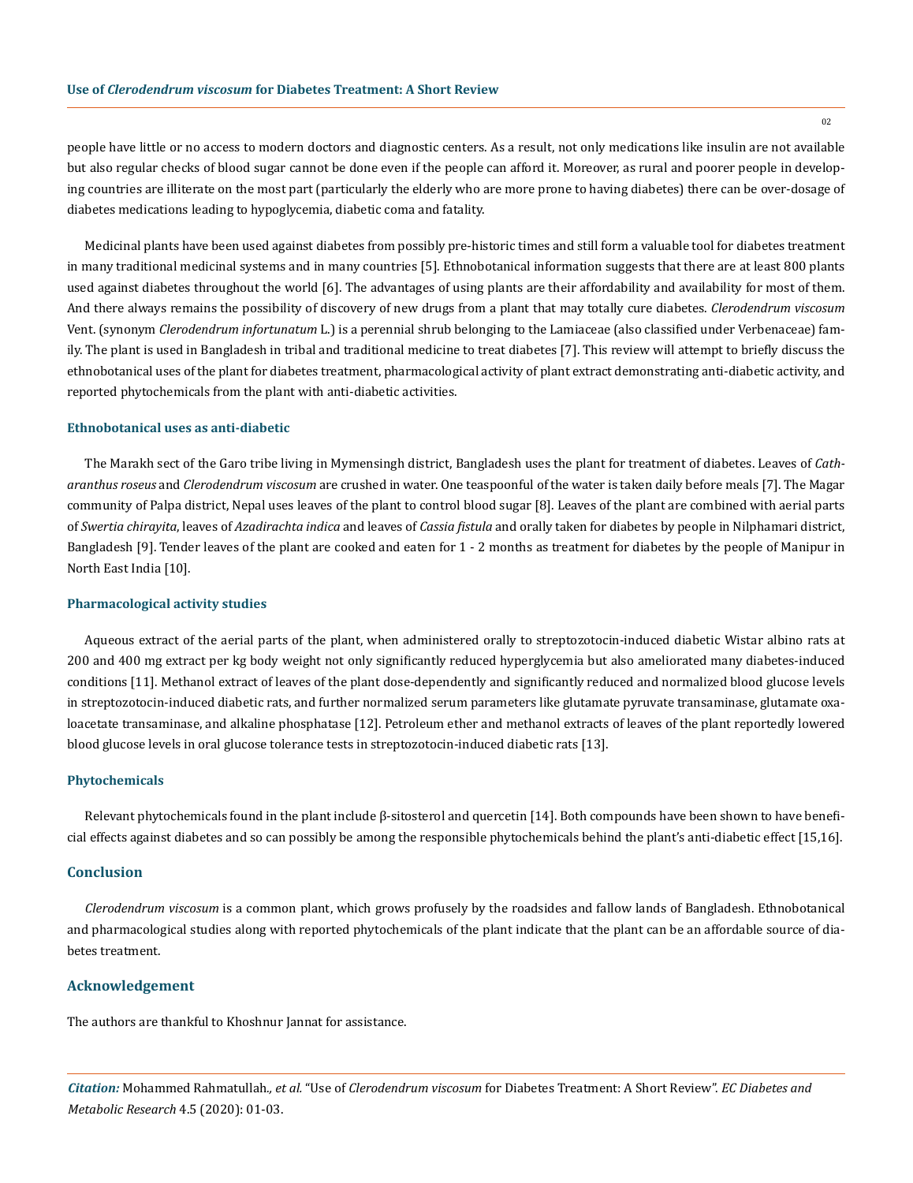people have little or no access to modern doctors and diagnostic centers. As a result, not only medications like insulin are not available but also regular checks of blood sugar cannot be done even if the people can afford it. Moreover, as rural and poorer people in developing countries are illiterate on the most part (particularly the elderly who are more prone to having diabetes) there can be over-dosage of diabetes medications leading to hypoglycemia, diabetic coma and fatality.

Medicinal plants have been used against diabetes from possibly pre-historic times and still form a valuable tool for diabetes treatment in many traditional medicinal systems and in many countries [5]. Ethnobotanical information suggests that there are at least 800 plants used against diabetes throughout the world [6]. The advantages of using plants are their affordability and availability for most of them. And there always remains the possibility of discovery of new drugs from a plant that may totally cure diabetes. *Clerodendrum viscosum* Vent. (synonym *Clerodendrum infortunatum* L.) is a perennial shrub belonging to the Lamiaceae (also classified under Verbenaceae) family. The plant is used in Bangladesh in tribal and traditional medicine to treat diabetes [7]. This review will attempt to briefly discuss the ethnobotanical uses of the plant for diabetes treatment, pharmacological activity of plant extract demonstrating anti-diabetic activity, and reported phytochemicals from the plant with anti-diabetic activities.

### Ethnobotanical uses as anti-diabetic

The Marakh sect of the Garo tribe living in Mymensingh district, Bangladesh uses the plant for treatment of diabetes. Leaves of *Catharanthus roseus* and *Clerodendrum viscosum* are crushed in water. One teaspoonful of the water is taken daily before meals [7]. The Magar community of Palpa district, Nepal uses leaves of the plant to control blood sugar [8]. Leaves of the plant are combined with aerial parts of *Swertia chirayita*, leaves of *Azadirachta indica* and leaves of *Cassia fistula* and orally taken for diabetes by people in Nilphamari district, Bangladesh [9]. Tender leaves of the plant are cooked and eaten for 1 - 2 months as treatment for diabetes by the people of Manipur in North East India [10].

### Pharmacological activity studies

Aqueous extract of the aerial parts of the plant, when administered orally to streptozotocin-induced diabetic Wistar albino rats at 200 and 400 mg extract per kg body weight not only significantly reduced hyperglycemia but also ameliorated many diabetes-induced conditions [11]. Methanol extract of leaves of the plant dose-dependently and significantly reduced and normalized blood glucose levels in streptozotocin-induced diabetic rats, and further normalized serum parameters like glutamate pyruvate transaminase, glutamate oxaloacetate transaminase, and alkaline phosphatase [12]. Petroleum ether and methanol extracts of leaves of the plant reportedly lowered blood glucose levels in oral glucose tolerance tests in streptozotocin-induced diabetic rats [13].

### Phytochemicals

Relevant phytochemicals found in the plant include β-sitosterol and quercetin [14]. Both compounds have been shown to have beneficial effects against diabetes and so can possibly be among the responsible phytochemicals behind the plant's anti-diabetic effect [15,16].

## Conclusion

*Clerodendrum viscosum* is a common plant, which grows profusely by the roadsides and fallow lands of Bangladesh. Ethnobotanical and pharmacological studies along with reported phytochemicals of the plant indicate that the plant can be an affordable source of diabetes treatment.

## Acknowledgement

The authors are thankful to Khoshnur Jannat for assistance.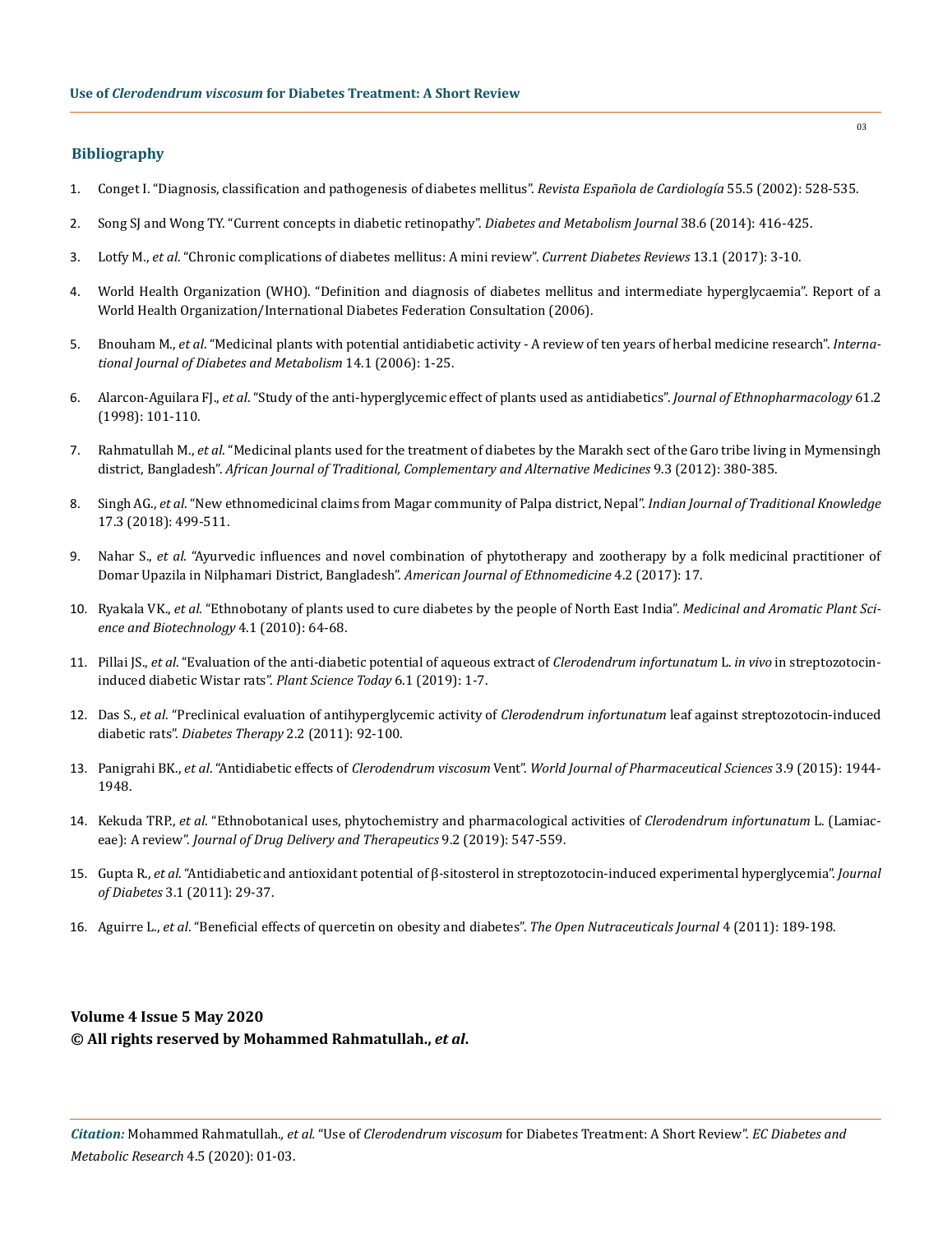## Bibliography

1. Conget I. "Diagnosis, classification and pathogenesis of diabetes mellitus". *Revista Española de Cardiología* 55.5 (2002): 528-535.

2. Song SJ and Wong TY. "Current concepts in diabetic retinopathy". *Diabetes and Metabolism Journal* 38.6 (2014): 416-425.

3. Lotfy M., *et al*. "Chronic complications of diabetes mellitus: A mini review". *Current Diabetes Reviews* 13.1 (2017): 3-10.

4. World Health Organization (WHO). "Definition and diagnosis of diabetes mellitus and intermediate hyperglycaemia". Report of a World Health Organization/International Diabetes Federation Consultation (2006).

5. Bnouham M., *et al*. "Medicinal plants with potential antidiabetic activity - A review of ten years of herbal medicine research". *International Journal of Diabetes and Metabolism* 14.1 (2006): 1-25.

6. Alarcon-Aguilara FJ., *et al*. "Study of the anti-hyperglycemic effect of plants used as antidiabetics". *Journal of Ethnopharmacology* 61.2 (1998): 101-110.

7. Rahmatullah M., *et al*. "Medicinal plants used for the treatment of diabetes by the Marakh sect of the Garo tribe living in Mymensingh district, Bangladesh". *African Journal of Traditional, Complementary and Alternative Medicines* 9.3 (2012): 380-385.

8. Singh AG., *et al*. "New ethnomedicinal claims from Magar community of Palpa district, Nepal". *Indian Journal of Traditional Knowledge* 17.3 (2018): 499-511.

9. Nahar S., *et al*. "Ayurvedic influences and novel combination of phytotherapy and zootherapy by a folk medicinal practitioner of Domar Upazila in Nilphamari District, Bangladesh". *American Journal of Ethnomedicine* 4.2 (2017): 17.

10. Ryakala VK., *et al*. "Ethnobotany of plants used to cure diabetes by the people of North East India". *Medicinal and Aromatic Plant Science and Biotechnology* 4.1 (2010): 64-68.

11. Pillai JS., *et al*. "Evaluation of the anti-diabetic potential of aqueous extract of *Clerodendrum infortunatum* L. *in vivo* in streptozotocin-induced diabetic Wistar rats". *Plant Science Today* 6.1 (2019): 1-7.

12. Das S., *et al*. "Preclinical evaluation of antihyperglycemic activity of *Clerodendrum infortunatum* leaf against streptozotocin-induced diabetic rats". *Diabetes Therapy* 2.2 (2011): 92-100.

13. Panigrahi BK., *et al*. "Antidiabetic effects of *Clerodendrum viscosum* Vent". *World Journal of Pharmaceutical Sciences* 3.9 (2015): 1944-1948.

14. Kekuda TRP., *et al*. "Ethnobotanical uses, phytochemistry and pharmacological activities of *Clerodendrum infortunatum* L. (Lamiaceae): A review". *Journal of Drug Delivery and Therapeutics* 9.2 (2019): 547-559.

15. Gupta R., *et al*. "Antidiabetic and antioxidant potential of β-sitosterol in streptozotocin-induced experimental hyperglycemia". *Journal of Diabetes* 3.1 (2011): 29-37.

16. Aguirre L., *et al*. "Beneficial effects of quercetin on obesity and diabetes". *The Open Nutraceuticals Journal* 4 (2011): 189-198.

**Volume 4 Issue 5 May 2020**
**© All rights reserved by Mohammed Rahmatullah., *et al*.**